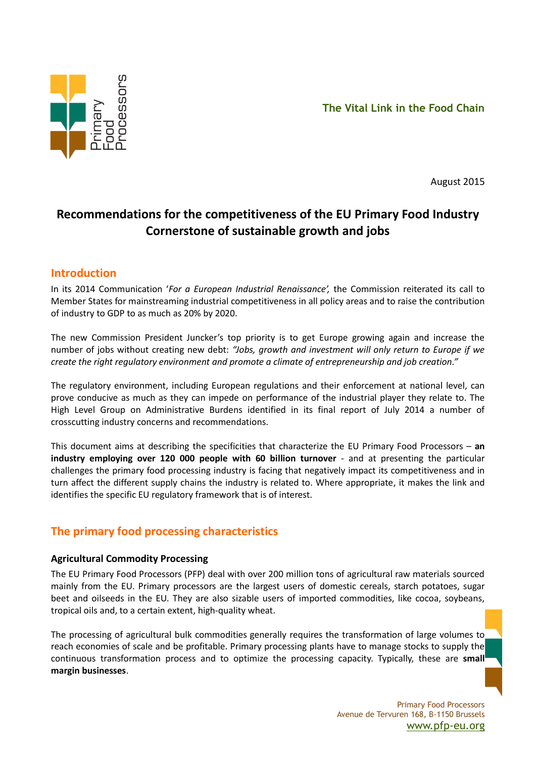The Vital Link in the Food Chain

August 2015

# Recommendations for the competitiveness of the EU Primary Food Industry Cornerstone of sustainable growth and jobs

## Introduction

In its 2014 Communication '*For a European Industrial Renaissance*', the Commission reiterated its call to Member States for mainstreaming industrial competitiveness in all policy areas and to raise the contribution of industry to GDP to as much as 20% by 2020.

The new Commission President Juncker's top priority is to get Europe growing again and increase the number of jobs without creating new debt: *"Jobs, growth and investment will only return to Europe if we create the right regulatory environment and promote a climate of entrepreneurship and job creation."*

The regulatory environment, including European regulations and their enforcement at national level, can prove conducive as much as they can impede on performance of the industrial player they relate to. The High Level Group on Administrative Burdens identified in its final report of July 2014 a number of crosscutting industry concerns and recommendations.

This document aims at describing the specificities that characterize the EU Primary Food Processors – **an industry employing over 120 000 people with 60 billion turnover** - and at presenting the particular challenges the primary food processing industry is facing that negatively impact its competitiveness and in turn affect the different supply chains the industry is related to. Where appropriate, it makes the link and identifies the specific EU regulatory framework that is of interest.

## The primary food processing characteristics

### Agricultural Commodity Processing

The EU Primary Food Processors (PFP) deal with over 200 million tons of agricultural raw materials sourced mainly from the EU. Primary processors are the largest users of domestic cereals, starch potatoes, sugar beet and oilseeds in the EU. They are also sizable users of imported commodities, like cocoa, soybeans, tropical oils and, to a certain extent, high-quality wheat.

The processing of agricultural bulk commodities generally requires the transformation of large volumes to reach economies of scale and be profitable. Primary processing plants have to manage stocks to supply the continuous transformation process and to optimize the processing capacity. Typically, these are **small margin businesses**.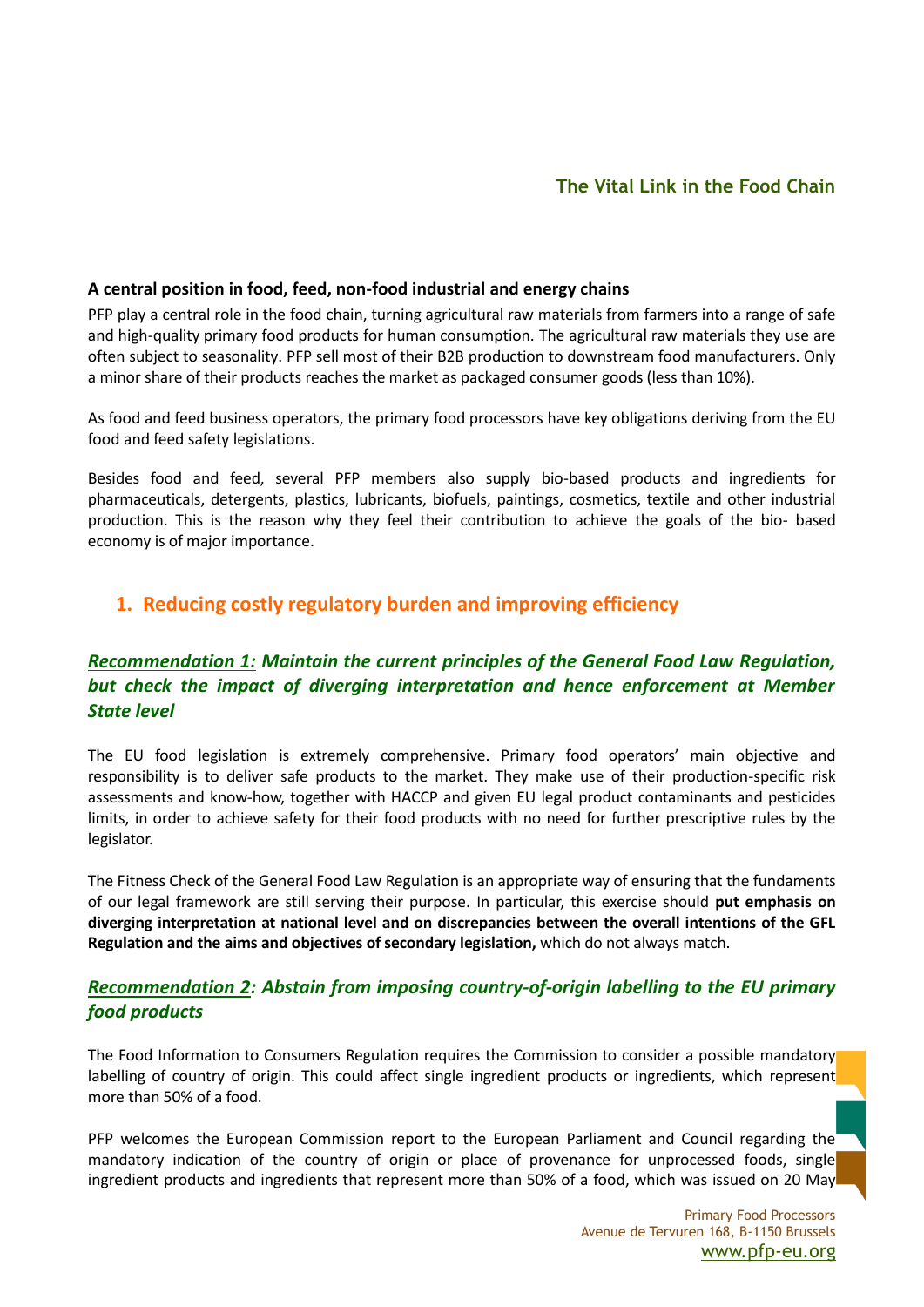### The Vital Link in the Food Chain

**A central position in food, feed, non-food industrial and energy chains**

PFP play a central role in the food chain, turning agricultural raw materials from farmers into a range of safe and high-quality primary food products for human consumption. The agricultural raw materials they use are often subject to seasonality. PFP sell most of their B2B production to downstream food manufacturers. Only a minor share of their products reaches the market as packaged consumer goods (less than 10%).

As food and feed business operators, the primary food processors have key obligations deriving from the EU food and feed safety legislations.

Besides food and feed, several PFP members also supply bio-based products and ingredients for pharmaceuticals, detergents, plastics, lubricants, biofuels, paintings, cosmetics, textile and other industrial production. This is the reason why they feel their contribution to achieve the goals of the bio- based economy is of major importance.

## 1. Reducing costly regulatory burden and improving efficiency

### *Recommendation 1: Maintain the current principles of the General Food Law Regulation, but check the impact of diverging interpretation and hence enforcement at Member State level*

The EU food legislation is extremely comprehensive. Primary food operators' main objective and responsibility is to deliver safe products to the market. They make use of their production-specific risk assessments and know-how, together with HACCP and given EU legal product contaminants and pesticides limits, in order to achieve safety for their food products with no need for further prescriptive rules by the legislator.

The Fitness Check of the General Food Law Regulation is an appropriate way of ensuring that the fundaments of our legal framework are still serving their purpose. In particular, this exercise should **put emphasis on diverging interpretation at national level and on discrepancies between the overall intentions of the GFL Regulation and the aims and objectives of secondary legislation,** which do not always match.

### *Recommendation 2: Abstain from imposing country-of-origin labelling to the EU primary food products*

The Food Information to Consumers Regulation requires the Commission to consider a possible mandatory labelling of country of origin. This could affect single ingredient products or ingredients, which represent more than 50% of a food.

PFP welcomes the European Commission report to the European Parliament and Council regarding the mandatory indication of the country of origin or place of provenance for unprocessed foods, single ingredient products and ingredients that represent more than 50% of a food, which was issued on 20 May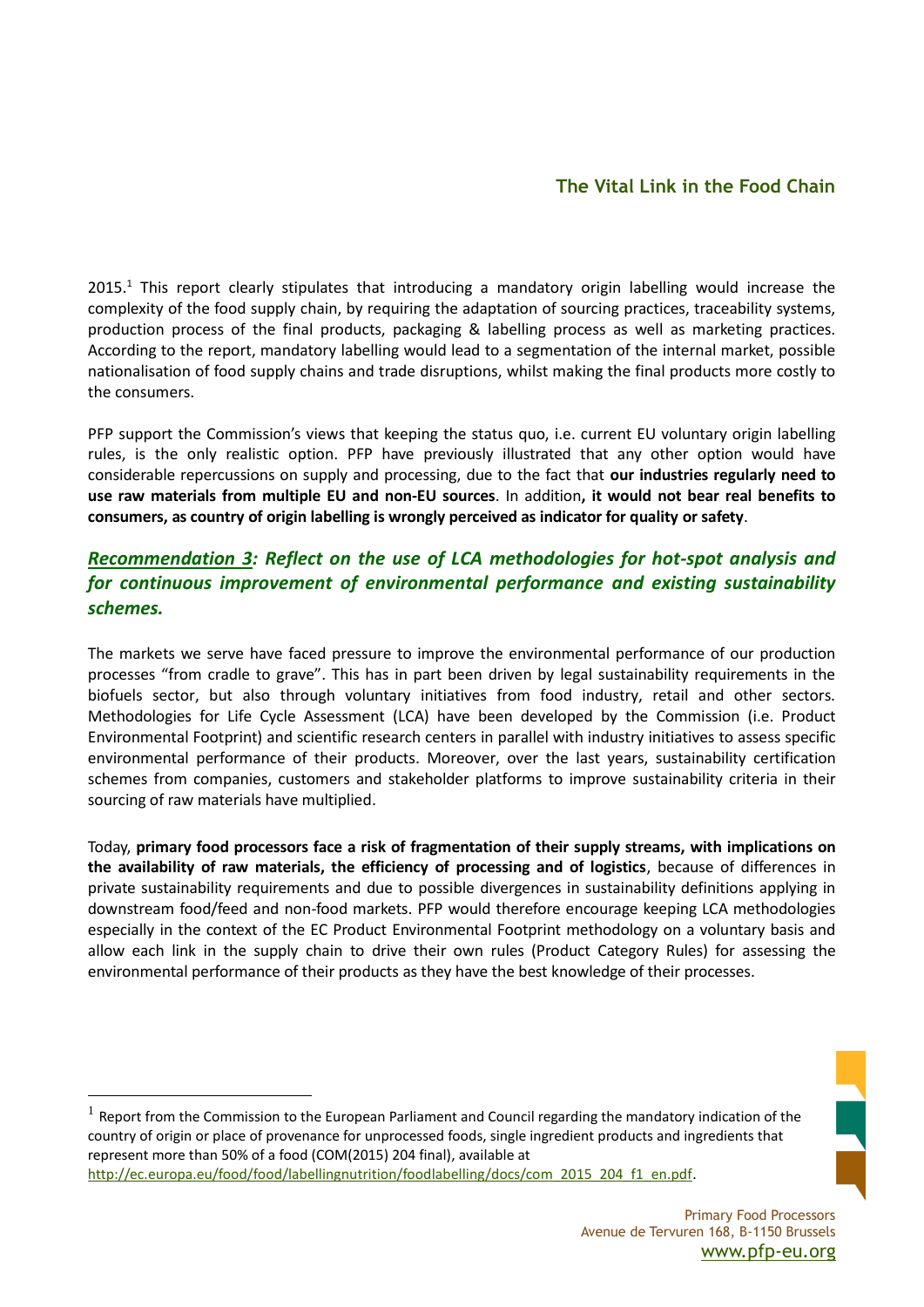2015.[1] This report clearly stipulates that introducing a mandatory origin labelling would increase the complexity of the food supply chain, by requiring the adaptation of sourcing practices, traceability systems, production process of the final products, packaging & labelling process as well as marketing practices. According to the report, mandatory labelling would lead to a segmentation of the internal market, possible nationalisation of food supply chains and trade disruptions, whilst making the final products more costly to the consumers.

PFP support the Commission's views that keeping the status quo, i.e. current EU voluntary origin labelling rules, is the only realistic option. PFP have previously illustrated that any other option would have considerable repercussions on supply and processing, due to the fact that **our industries regularly need to use raw materials from multiple EU and non-EU sources**. In addition**, it would not bear real benefits to consumers, as country of origin labelling is wrongly perceived as indicator for quality or safety**.

## ***Recommendation 3**: Reflect on the use of LCA methodologies for hot-spot analysis and for continuous improvement of environmental performance and existing sustainability schemes.*

The markets we serve have faced pressure to improve the environmental performance of our production processes "from cradle to grave". This has in part been driven by legal sustainability requirements in the biofuels sector, but also through voluntary initiatives from food industry, retail and other sectors. Methodologies for Life Cycle Assessment (LCA) have been developed by the Commission (i.e. Product Environmental Footprint) and scientific research centers in parallel with industry initiatives to assess specific environmental performance of their products. Moreover, over the last years, sustainability certification schemes from companies, customers and stakeholder platforms to improve sustainability criteria in their sourcing of raw materials have multiplied.

Today, **primary food processors face a risk of fragmentation of their supply streams, with implications on the availability of raw materials, the efficiency of processing and of logistics**, because of differences in private sustainability requirements and due to possible divergences in sustainability definitions applying in downstream food/feed and non-food markets. PFP would therefore encourage keeping LCA methodologies especially in the context of the EC Product Environmental Footprint methodology on a voluntary basis and allow each link in the supply chain to drive their own rules (Product Category Rules) for assessing the environmental performance of their products as they have the best knowledge of their processes.

---

[1] Report from the Commission to the European Parliament and Council regarding the mandatory indication of the country of origin or place of provenance for unprocessed foods, single ingredient products and ingredients that represent more than 50% of a food (COM(2015) 204 final), available at http://ec.europa.eu/food/food/labellingnutrition/foodlabelling/docs/com_2015_204_f1_en.pdf.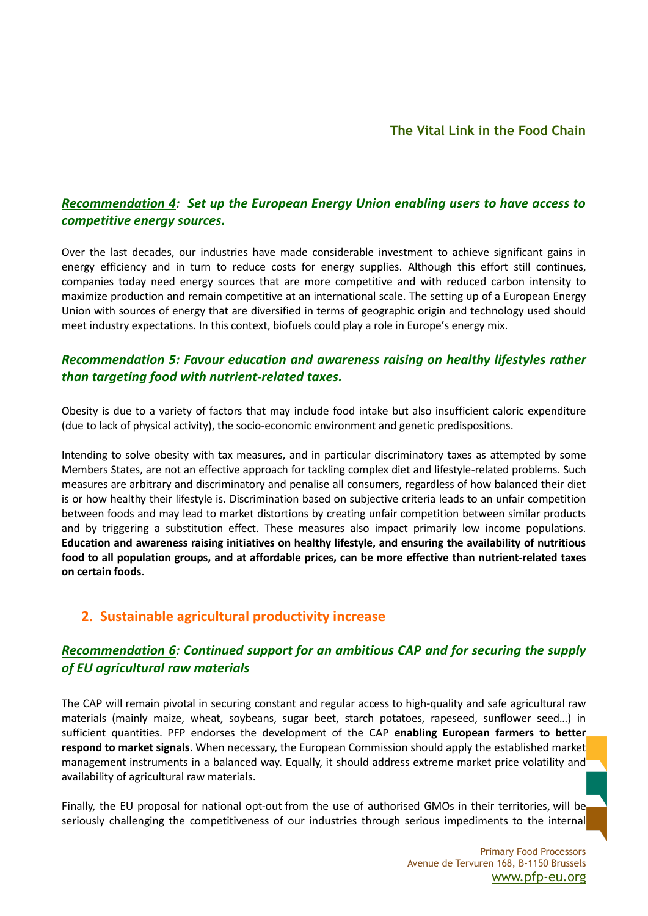### ***Recommendation 4: Set up the European Energy Union enabling users to have access to competitive energy sources.***

Over the last decades, our industries have made considerable investment to achieve significant gains in energy efficiency and in turn to reduce costs for energy supplies. Although this effort still continues, companies today need energy sources that are more competitive and with reduced carbon intensity to maximize production and remain competitive at an international scale. The setting up of a European Energy Union with sources of energy that are diversified in terms of geographic origin and technology used should meet industry expectations. In this context, biofuels could play a role in Europe's energy mix.

### ***Recommendation 5: Favour education and awareness raising on healthy lifestyles rather than targeting food with nutrient-related taxes.***

Obesity is due to a variety of factors that may include food intake but also insufficient caloric expenditure (due to lack of physical activity), the socio-economic environment and genetic predispositions.

Intending to solve obesity with tax measures, and in particular discriminatory taxes as attempted by some Members States, are not an effective approach for tackling complex diet and lifestyle-related problems. Such measures are arbitrary and discriminatory and penalise all consumers, regardless of how balanced their diet is or how healthy their lifestyle is. Discrimination based on subjective criteria leads to an unfair competition between foods and may lead to market distortions by creating unfair competition between similar products and by triggering a substitution effect. These measures also impact primarily low income populations. **Education and awareness raising initiatives on healthy lifestyle, and ensuring the availability of nutritious food to all population groups, and at affordable prices, can be more effective than nutrient-related taxes on certain foods**.

## 2. Sustainable agricultural productivity increase

### ***Recommendation 6: Continued support for an ambitious CAP and for securing the supply of EU agricultural raw materials***

The CAP will remain pivotal in securing constant and regular access to high-quality and safe agricultural raw materials (mainly maize, wheat, soybeans, sugar beet, starch potatoes, rapeseed, sunflower seed…) in sufficient quantities. PFP endorses the development of the CAP **enabling European farmers to better respond to market signals**. When necessary, the European Commission should apply the established market management instruments in a balanced way. Equally, it should address extreme market price volatility and availability of agricultural raw materials.

Finally, the EU proposal for national opt-out from the use of authorised GMOs in their territories, will be seriously challenging the competitiveness of our industries through serious impediments to the internal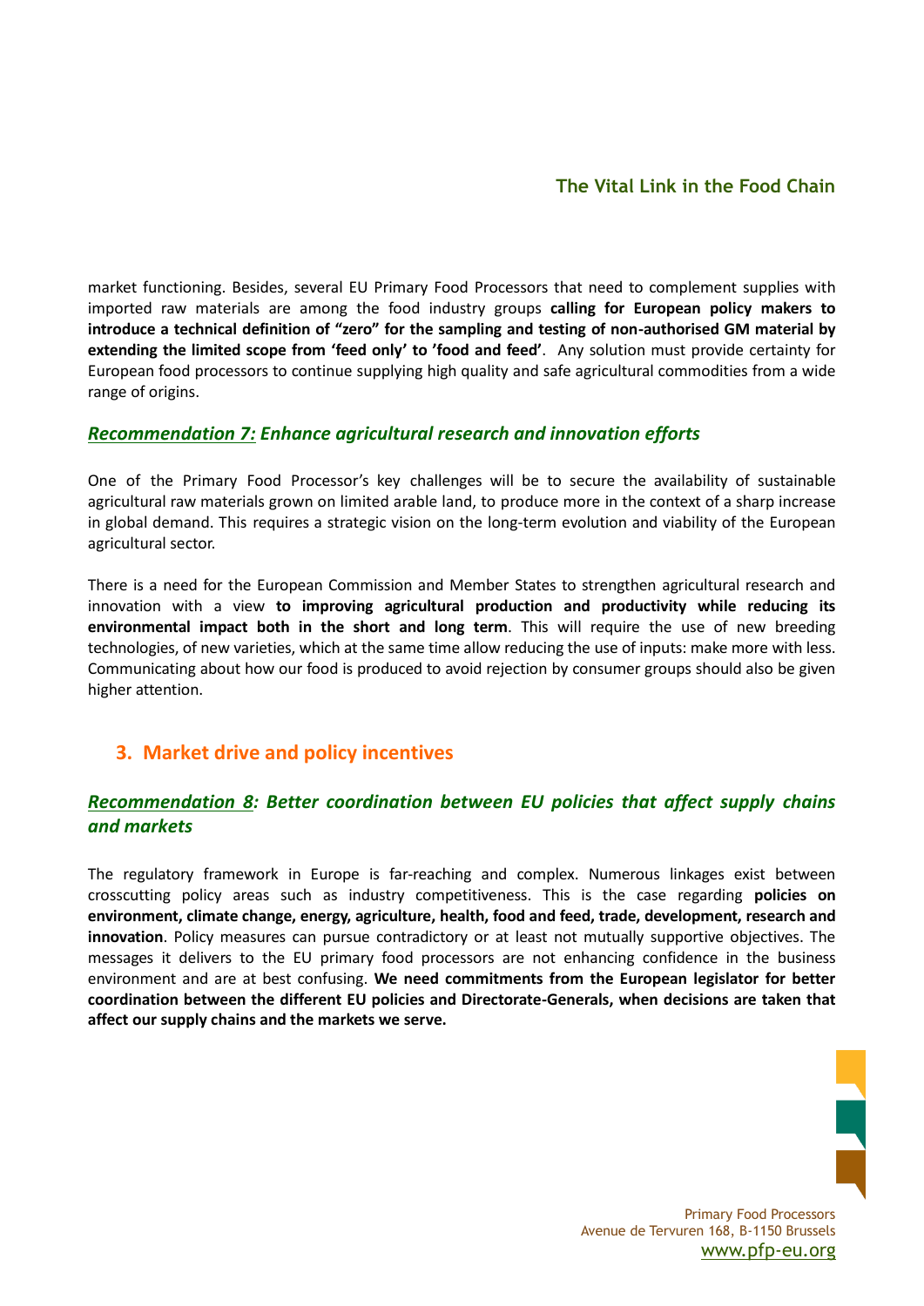market functioning. Besides, several EU Primary Food Processors that need to complement supplies with imported raw materials are among the food industry groups **calling for European policy makers to introduce a technical definition of "zero" for the sampling and testing of non-authorised GM material by extending the limited scope from 'feed only' to 'food and feed'**. Any solution must provide certainty for European food processors to continue supplying high quality and safe agricultural commodities from a wide range of origins.

### ***Recommendation 7:* *Enhance agricultural research and innovation efforts***

One of the Primary Food Processor's key challenges will be to secure the availability of sustainable agricultural raw materials grown on limited arable land, to produce more in the context of a sharp increase in global demand. This requires a strategic vision on the long-term evolution and viability of the European agricultural sector.

There is a need for the European Commission and Member States to strengthen agricultural research and innovation with a view **to improving agricultural production and productivity while reducing its environmental impact both in the short and long term**. This will require the use of new breeding technologies, of new varieties, which at the same time allow reducing the use of inputs: make more with less. Communicating about how our food is produced to avoid rejection by consumer groups should also be given higher attention.

## 3. Market drive and policy incentives

### ***Recommendation 8*: *Better coordination between EU policies that affect supply chains and markets***

The regulatory framework in Europe is far-reaching and complex. Numerous linkages exist between crosscutting policy areas such as industry competitiveness. This is the case regarding **policies on environment, climate change, energy, agriculture, health, food and feed, trade, development, research and innovation**. Policy measures can pursue contradictory or at least not mutually supportive objectives. The messages it delivers to the EU primary food processors are not enhancing confidence in the business environment and are at best confusing. **We need commitments from the European legislator for better coordination between the different EU policies and Directorate-Generals, when decisions are taken that affect our supply chains and the markets we serve.**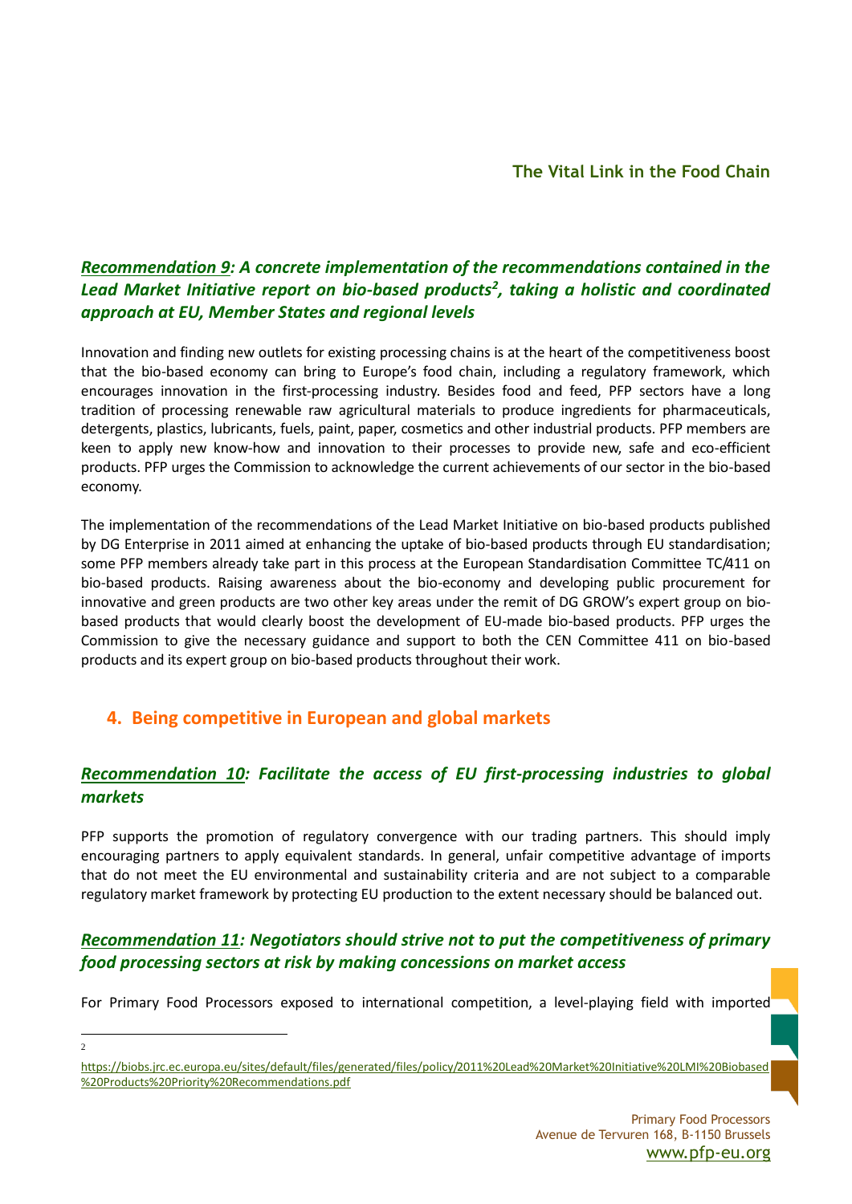### ***Recommendation 9**: A concrete implementation of the recommendations contained in the Lead Market Initiative report on bio-based products[2], taking a holistic and coordinated approach at EU, Member States and regional levels*

Innovation and finding new outlets for existing processing chains is at the heart of the competitiveness boost that the bio-based economy can bring to Europe's food chain, including a regulatory framework, which encourages innovation in the first-processing industry. Besides food and feed, PFP sectors have a long tradition of processing renewable raw agricultural materials to produce ingredients for pharmaceuticals, detergents, plastics, lubricants, fuels, paint, paper, cosmetics and other industrial products. PFP members are keen to apply new know-how and innovation to their processes to provide new, safe and eco-efficient products. PFP urges the Commission to acknowledge the current achievements of our sector in the bio-based economy.

The implementation of the recommendations of the Lead Market Initiative on bio-based products published by DG Enterprise in 2011 aimed at enhancing the uptake of bio-based products through EU standardisation; some PFP members already take part in this process at the European Standardisation Committee TC/411 on bio-based products. Raising awareness about the bio-economy and developing public procurement for innovative and green products are two other key areas under the remit of DG GROW's expert group on bio-based products that would clearly boost the development of EU-made bio-based products. PFP urges the Commission to give the necessary guidance and support to both the CEN Committee 411 on bio-based products and its expert group on bio-based products throughout their work.

## 4. Being competitive in European and global markets

### ***Recommendation 10**: Facilitate the access of EU first-processing industries to global markets*

PFP supports the promotion of regulatory convergence with our trading partners. This should imply encouraging partners to apply equivalent standards. In general, unfair competitive advantage of imports that do not meet the EU environmental and sustainability criteria and are not subject to a comparable regulatory market framework by protecting EU production to the extent necessary should be balanced out.

### ***Recommendation 11**: Negotiators should strive not to put the competitiveness of primary food processing sectors at risk by making concessions on market access*

For Primary Food Processors exposed to international competition, a level-playing field with imported

---

[2] https://biobs.jrc.ec.europa.eu/sites/default/files/generated/files/policy/2011%20Lead%20Market%20Initiative%20LMI%20Biobased%20Products%20Priority%20Recommendations.pdf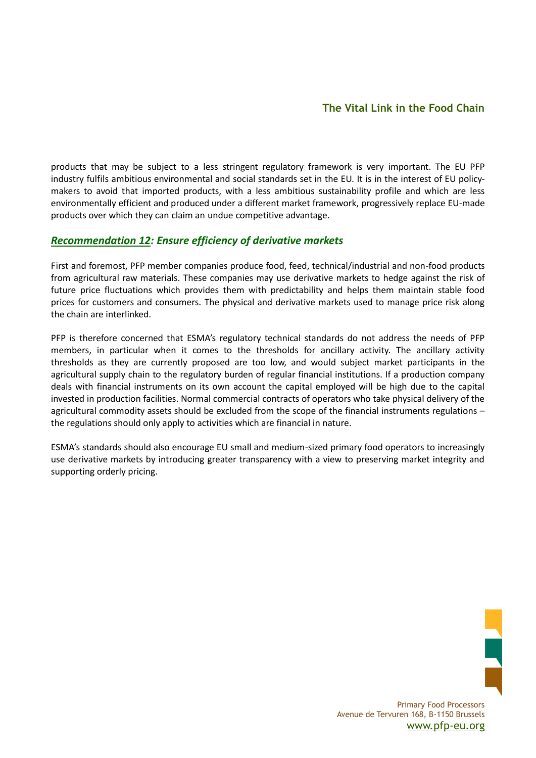products that may be subject to a less stringent regulatory framework is very important. The EU PFP industry fulfils ambitious environmental and social standards set in the EU. It is in the interest of EU policy-makers to avoid that imported products, with a less ambitious sustainability profile and which are less environmentally efficient and produced under a different market framework, progressively replace EU-made products over which they can claim an undue competitive advantage.

## *Recommendation 12: Ensure efficiency of derivative markets*

First and foremost, PFP member companies produce food, feed, technical/industrial and non-food products from agricultural raw materials. These companies may use derivative markets to hedge against the risk of future price fluctuations which provides them with predictability and helps them maintain stable food prices for customers and consumers. The physical and derivative markets used to manage price risk along the chain are interlinked.

PFP is therefore concerned that ESMA's regulatory technical standards do not address the needs of PFP members, in particular when it comes to the thresholds for ancillary activity. The ancillary activity thresholds as they are currently proposed are too low, and would subject market participants in the agricultural supply chain to the regulatory burden of regular financial institutions. If a production company deals with financial instruments on its own account the capital employed will be high due to the capital invested in production facilities. Normal commercial contracts of operators who take physical delivery of the agricultural commodity assets should be excluded from the scope of the financial instruments regulations – the regulations should only apply to activities which are financial in nature.

ESMA's standards should also encourage EU small and medium-sized primary food operators to increasingly use derivative markets by introducing greater transparency with a view to preserving market integrity and supporting orderly pricing.